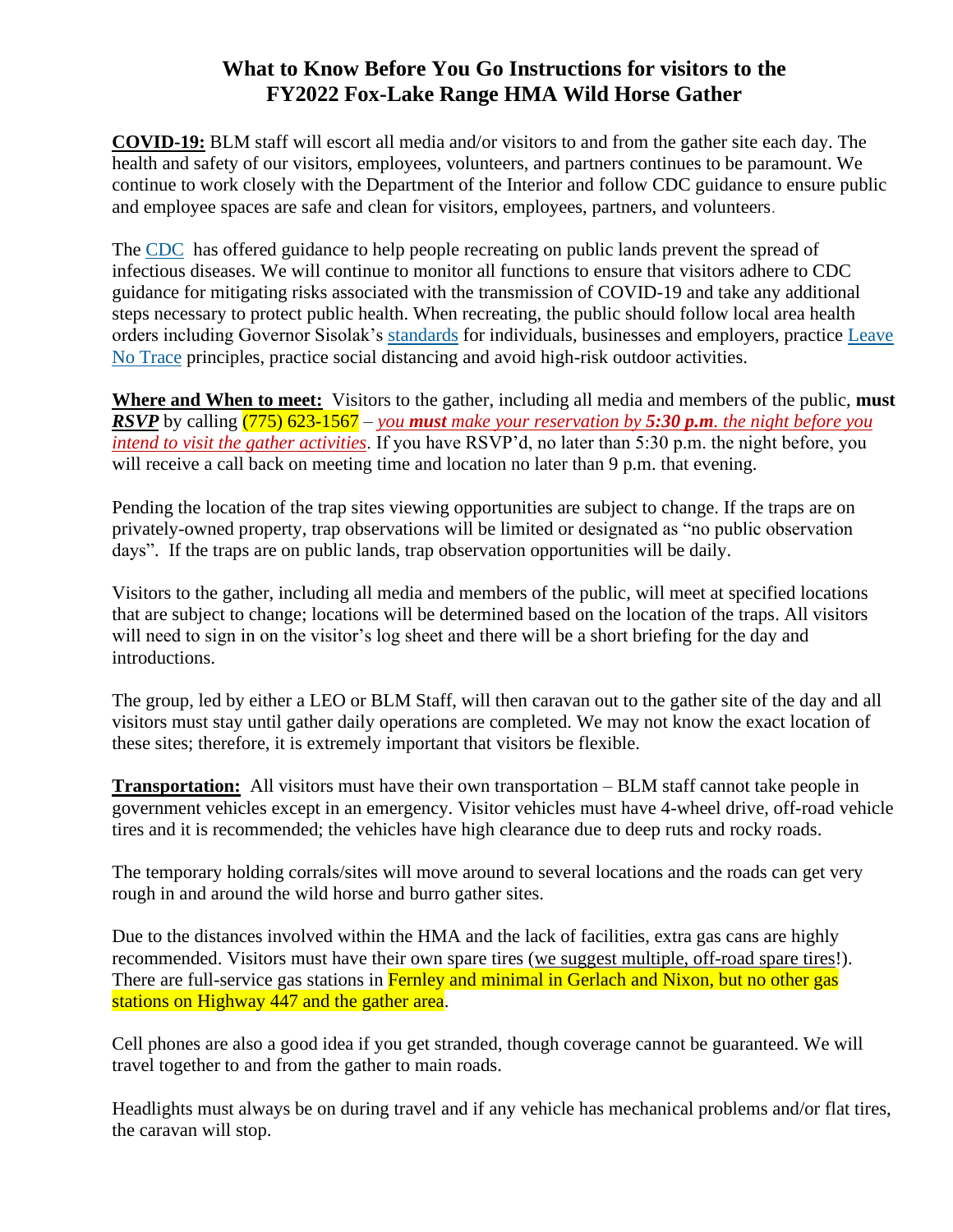# What to Know Before You Go Instructions for visitors to the FY2022 Fox-Lake Range HMA Wild Horse Gather

**COVID-19:** BLM staff will escort all media and/or visitors to and from the gather site each day. The health and safety of our visitors, employees, volunteers, and partners continues to be paramount. We continue to work closely with the Department of the Interior and follow CDC guidance to ensure public and employee spaces are safe and clean for visitors, employees, partners, and volunteers.

The CDC has offered guidance to help people recreating on public lands prevent the spread of infectious diseases. We will continue to monitor all functions to ensure that visitors adhere to CDC guidance for mitigating risks associated with the transmission of COVID-19 and take any additional steps necessary to protect public health. When recreating, the public should follow local area health orders including Governor Sisolak's standards for individuals, businesses and employers, practice Leave No Trace principles, practice social distancing and avoid high-risk outdoor activities.

**Where and When to meet:** Visitors to the gather, including all media and members of the public, **must *RSVP*** by calling (775) 623-1567 – *you **must** make your reservation by **5:30 p.m**. the night before you intend to visit the gather activities*. If you have RSVP'd, no later than 5:30 p.m. the night before, you will receive a call back on meeting time and location no later than 9 p.m. that evening.

Pending the location of the trap sites viewing opportunities are subject to change. If the traps are on privately-owned property, trap observations will be limited or designated as "no public observation days". If the traps are on public lands, trap observation opportunities will be daily.

Visitors to the gather, including all media and members of the public, will meet at specified locations that are subject to change; locations will be determined based on the location of the traps. All visitors will need to sign in on the visitor's log sheet and there will be a short briefing for the day and introductions.

The group, led by either a LEO or BLM Staff, will then caravan out to the gather site of the day and all visitors must stay until gather daily operations are completed. We may not know the exact location of these sites; therefore, it is extremely important that visitors be flexible.

**Transportation:** All visitors must have their own transportation – BLM staff cannot take people in government vehicles except in an emergency. Visitor vehicles must have 4-wheel drive, off-road vehicle tires and it is recommended; the vehicles have high clearance due to deep ruts and rocky roads.

The temporary holding corrals/sites will move around to several locations and the roads can get very rough in and around the wild horse and burro gather sites.

Due to the distances involved within the HMA and the lack of facilities, extra gas cans are highly recommended. Visitors must have their own spare tires (we suggest multiple, off-road spare tires!). There are full-service gas stations in Fernley and minimal in Gerlach and Nixon, but no other gas stations on Highway 447 and the gather area.

Cell phones are also a good idea if you get stranded, though coverage cannot be guaranteed. We will travel together to and from the gather to main roads.

Headlights must always be on during travel and if any vehicle has mechanical problems and/or flat tires, the caravan will stop.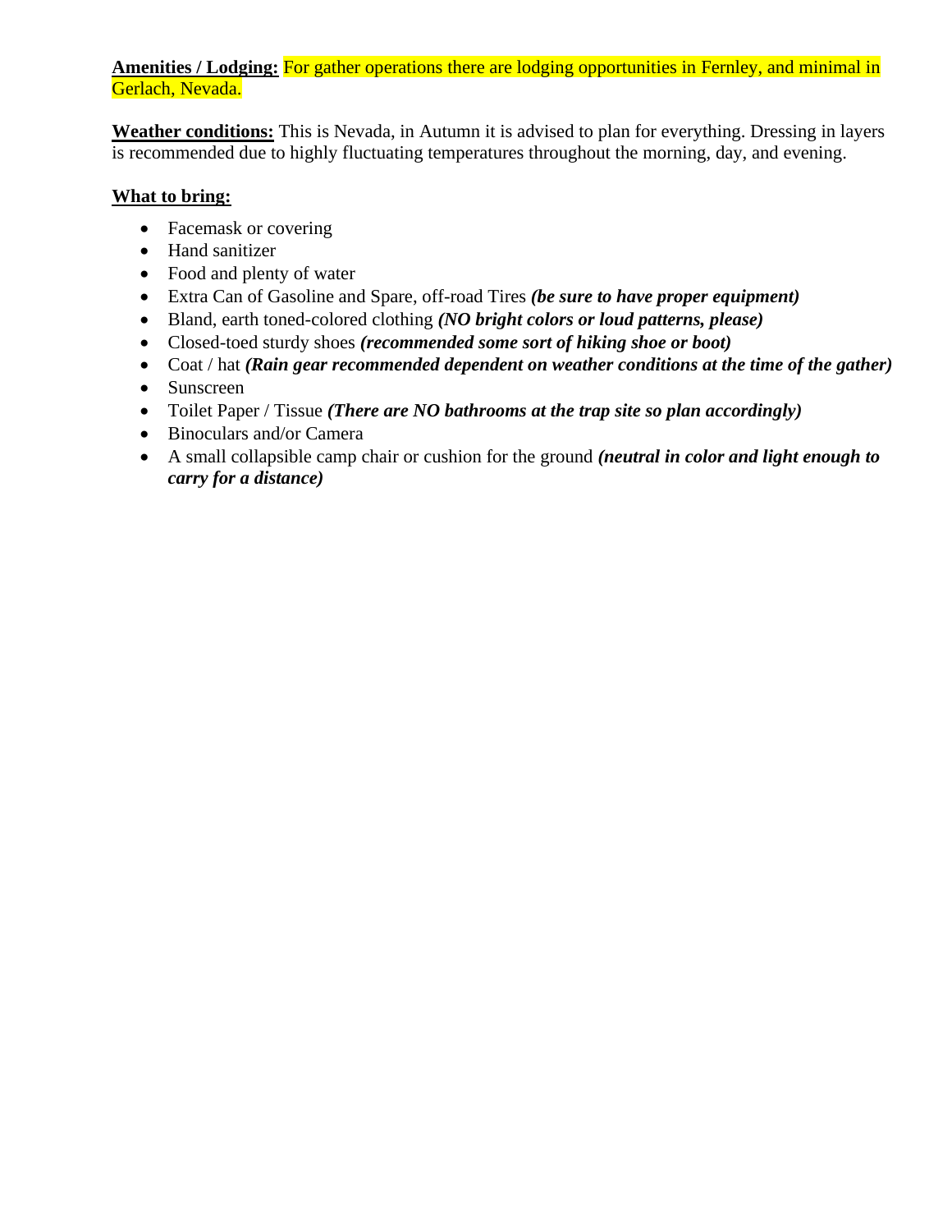**Amenities / Lodging:** For gather operations there are lodging opportunities in Fernley, and minimal in Gerlach, Nevada.

**Weather conditions:** This is Nevada, in Autumn it is advised to plan for everything. Dressing in layers is recommended due to highly fluctuating temperatures throughout the morning, day, and evening.

**What to bring:**

- Facemask or covering
- Hand sanitizer
- Food and plenty of water
- Extra Can of Gasoline and Spare, off-road Tires ***(be sure to have proper equipment)***
- Bland, earth toned-colored clothing ***(NO bright colors or loud patterns, please)***
- Closed-toed sturdy shoes ***(recommended some sort of hiking shoe or boot)***
- Coat / hat ***(Rain gear recommended dependent on weather conditions at the time of the gather)***
- Sunscreen
- Toilet Paper / Tissue ***(There are NO bathrooms at the trap site so plan accordingly)***
- Binoculars and/or Camera
- A small collapsible camp chair or cushion for the ground ***(neutral in color and light enough to carry for a distance)***